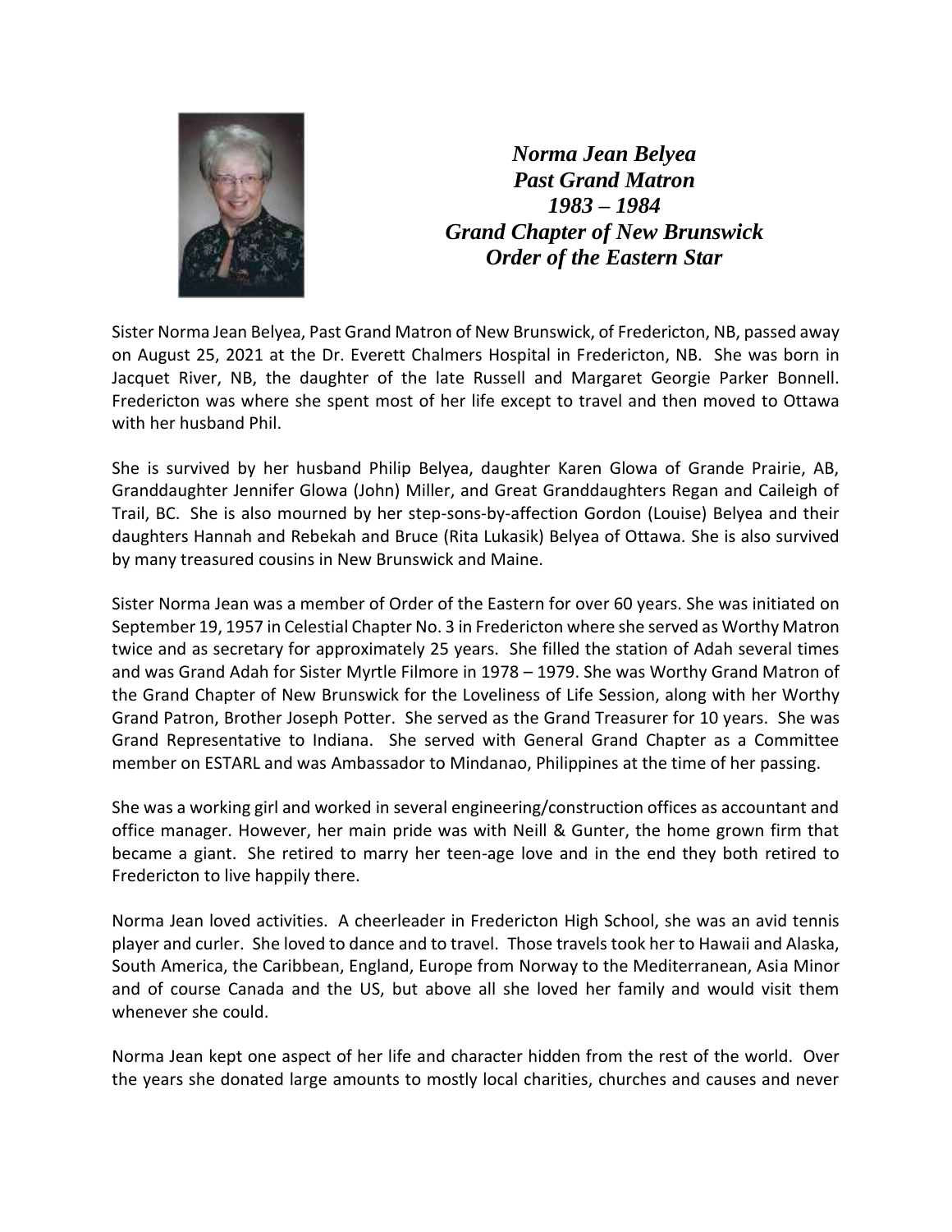***Norma Jean Belyea***
***Past Grand Matron***
***1983 – 1984***
***Grand Chapter of New Brunswick***
***Order of the Eastern Star***

Sister Norma Jean Belyea, Past Grand Matron of New Brunswick, of Fredericton, NB, passed away on August 25, 2021 at the Dr. Everett Chalmers Hospital in Fredericton, NB. She was born in Jacquet River, NB, the daughter of the late Russell and Margaret Georgie Parker Bonnell. Fredericton was where she spent most of her life except to travel and then moved to Ottawa with her husband Phil.

She is survived by her husband Philip Belyea, daughter Karen Glowa of Grande Prairie, AB, Granddaughter Jennifer Glowa (John) Miller, and Great Granddaughters Regan and Caileigh of Trail, BC. She is also mourned by her step-sons-by-affection Gordon (Louise) Belyea and their daughters Hannah and Rebekah and Bruce (Rita Lukasik) Belyea of Ottawa. She is also survived by many treasured cousins in New Brunswick and Maine.

Sister Norma Jean was a member of Order of the Eastern for over 60 years. She was initiated on September 19, 1957 in Celestial Chapter No. 3 in Fredericton where she served as Worthy Matron twice and as secretary for approximately 25 years. She filled the station of Adah several times and was Grand Adah for Sister Myrtle Filmore in 1978 – 1979. She was Worthy Grand Matron of the Grand Chapter of New Brunswick for the Loveliness of Life Session, along with her Worthy Grand Patron, Brother Joseph Potter. She served as the Grand Treasurer for 10 years. She was Grand Representative to Indiana. She served with General Grand Chapter as a Committee member on ESTARL and was Ambassador to Mindanao, Philippines at the time of her passing.

She was a working girl and worked in several engineering/construction offices as accountant and office manager. However, her main pride was with Neill & Gunter, the home grown firm that became a giant. She retired to marry her teen-age love and in the end they both retired to Fredericton to live happily there.

Norma Jean loved activities. A cheerleader in Fredericton High School, she was an avid tennis player and curler. She loved to dance and to travel. Those travels took her to Hawaii and Alaska, South America, the Caribbean, England, Europe from Norway to the Mediterranean, Asia Minor and of course Canada and the US, but above all she loved her family and would visit them whenever she could.

Norma Jean kept one aspect of her life and character hidden from the rest of the world. Over the years she donated large amounts to mostly local charities, churches and causes and never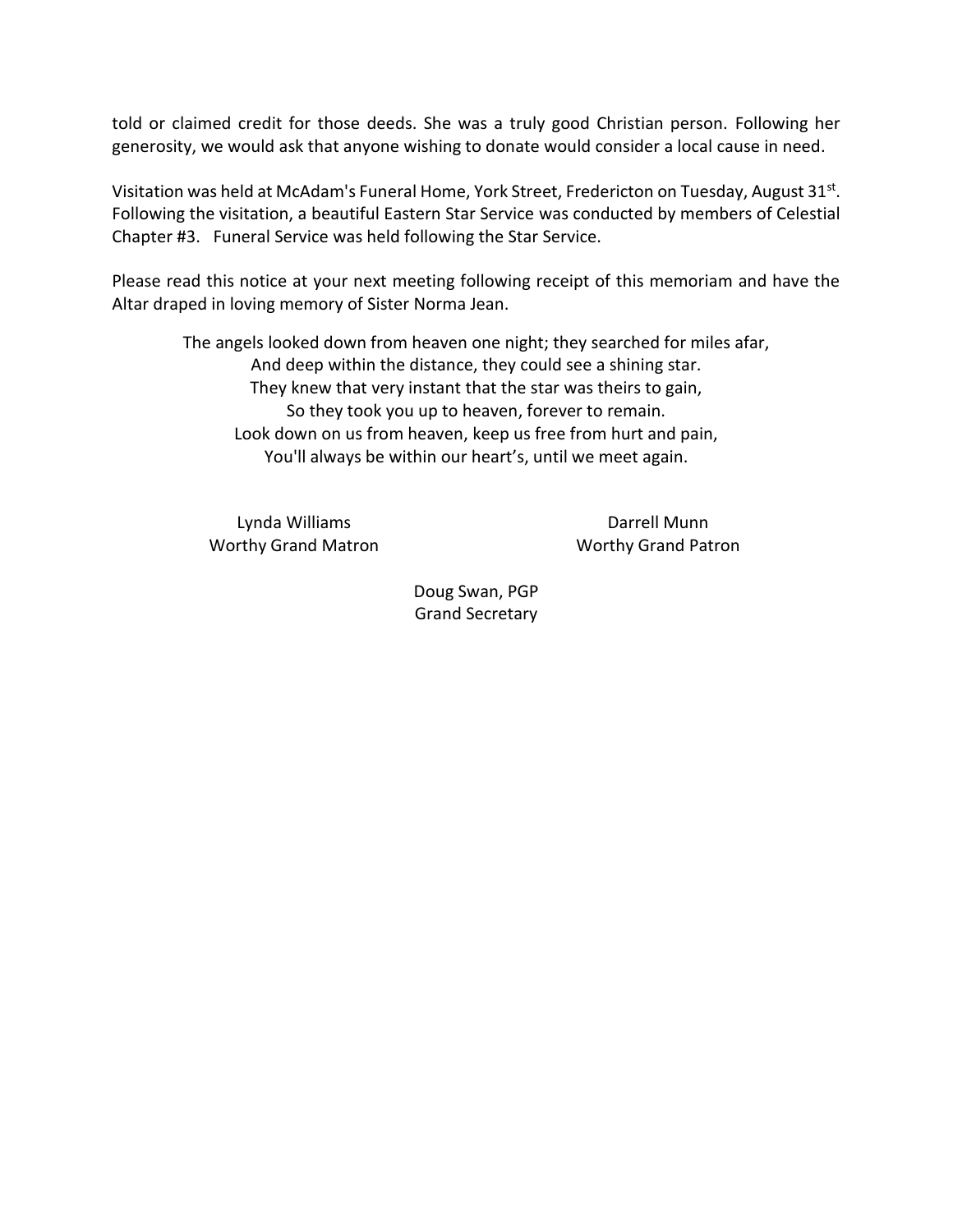told or claimed credit for those deeds. She was a truly good Christian person. Following her generosity, we would ask that anyone wishing to donate would consider a local cause in need.

Visitation was held at McAdam's Funeral Home, York Street, Fredericton on Tuesday, August 31st. Following the visitation, a beautiful Eastern Star Service was conducted by members of Celestial Chapter #3. Funeral Service was held following the Star Service.

Please read this notice at your next meeting following receipt of this memoriam and have the Altar draped in loving memory of Sister Norma Jean.

The angels looked down from heaven one night; they searched for miles afar,
And deep within the distance, they could see a shining star.
They knew that very instant that the star was theirs to gain,
So they took you up to heaven, forever to remain.
Look down on us from heaven, keep us free from hurt and pain,
You'll always be within our heart's, until we meet again.

Lynda Williams
Worthy Grand Matron

Darrell Munn
Worthy Grand Patron

Doug Swan, PGP
Grand Secretary